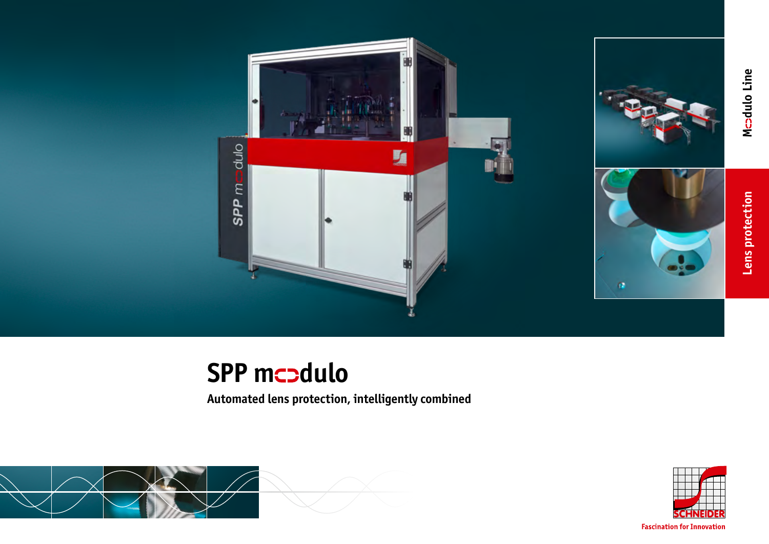Modulo Line

Lens protection

# SPP modulo

**Automated lens protection, intelligently combined**

SCHNEIDER

Fascination for Innovation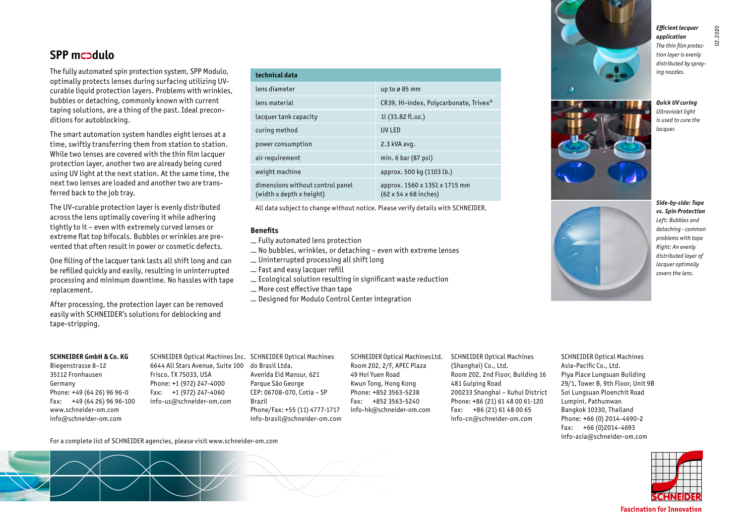## SPP modulo

The fully automated spin protection system, SPP Modulo, optimally protects lenses during surfacing utilizing UV-curable liquid protection layers. Problems with wrinkles, bubbles or detaching, commonly known with current taping solutions, are a thing of the past. Ideal preconditions for autoblocking.

The smart automation system handles eight lenses at a time, swiftly transferring them from station to station. While two lenses are covered with the thin film lacquer protection layer, another two are already being cured using UV light at the next station. At the same time, the next two lenses are loaded and another two are transferred back to the job tray.

The UV-curable protection layer is evenly distributed across the lens optimally covering it while adhering tightly to it – even with extremely curved lenses or extreme flat top bifocals. Bubbles or wrinkles are prevented that often result in power or cosmetic defects.

One filling of the lacquer tank lasts all shift long and can be refilled quickly and easily, resulting in uninterrupted processing and minimum downtime. No hassles with tape replacement.

After processing, the protection layer can be removed easily with SCHNEIDER's solutions for deblocking and tape-stripping.

| technical data | |
|---|---|
| lens diameter | up to ø 85 mm |
| lens material | CR39, Hi-index, Polycarbonate, Trivex® |
| lacquer tank capacity | 1l (33.82 fl.oz.) |
| curing method | UV LED |
| power consumption | 2.3 kVA avg. |
| air requirement | min. 6 bar (87 psi) |
| weight machine | approx. 500 kg (1103 lb.) |
| dimensions without control panel (width x depth x height) | approx. 1560 x 1351 x 1715 mm (62 x 54 x 68 inches) |

All data subject to change without notice. Please verify details with SCHNEIDER.

### Benefits

- Fully automated lens protection
- No bubbles, wrinkles, or detaching – even with extreme lenses
- Uninterrupted processing all shift long
- Fast and easy lacquer refill
- Ecological solution resulting in significant waste reduction
- More cost effective than tape
- Designed for Modulo Control Center integration

***Efficient lacquer application***
*The thin film protection layer is evenly distributed by spraying nozzles.*

***Quick UV curing***
*Ultraviolet light is used to cure the lacquer.*

***Side-by-side: Tape vs. Spin Protection***
*Left: Bubbles and detaching - common problems with tape*
*Right: An evenly distributed layer of lacquer optimally covers the lens.*

02.2020

**SCHNEIDER GmbH & Co. KG**
Biegenstrasse 8–12
35112 Fronhausen
Germany
Phone: +49 (64 26) 96 96-0
Fax: +49 (64 26) 96 96-100
www.schneider-om.com
info@schneider-om.com

SCHNEIDER Optical Machines Inc.
6644 All Stars Avenue, Suite 100
Frisco, TX 75033, USA
Phone: +1 (972) 247-4000
Fax: +1 (972) 247-4060
info-us@schneider-om.com

SCHNEIDER Optical Machines do Brasil Ltda.
Avenida Eid Mansur, 621
Parque São George
CEP: 06708-070, Cotia – SP
Brazil
Phone/Fax: +55 (11) 4777-1717
info-brasil@schneider-om.com

SCHNEIDER Optical Machines Ltd.
Room 202, 2/F, APEC Plaza
49 Hoi Yuen Road
Kwun Tong, Hong Kong
Phone: +852 3563-5238
Fax: +852 3563-5240
info-hk@schneider-om.com

SCHNEIDER Optical Machines (Shanghai) Co., Ltd.
Room 202, 2nd Floor, Building 16
481 Guiping Road
200233 Shanghai – Xuhui District
Phone: +86 (21) 61 48 00 61-120
Fax: +86 (21) 61 48 00 65
info-cn@schneider-om.com

SCHNEIDER Optical Machines Asia-Pacific Co., Ltd.
Piya Place Lungsuan Building
29/1, Tower B, 9th Floor, Unit 9B
Soi Lungsuan Ploenchit Road
Lumpini, Pathumwan
Bangkok 10330, Thailand
Phone: +66 (0) 2014-4690-2
Fax: +66 (0)2014-4693
info-asia@schneider-om.com

For a complete list of SCHNEIDER agencies, please visit www.schneider-om.com

SCHNEIDER
Fascination for Innovation